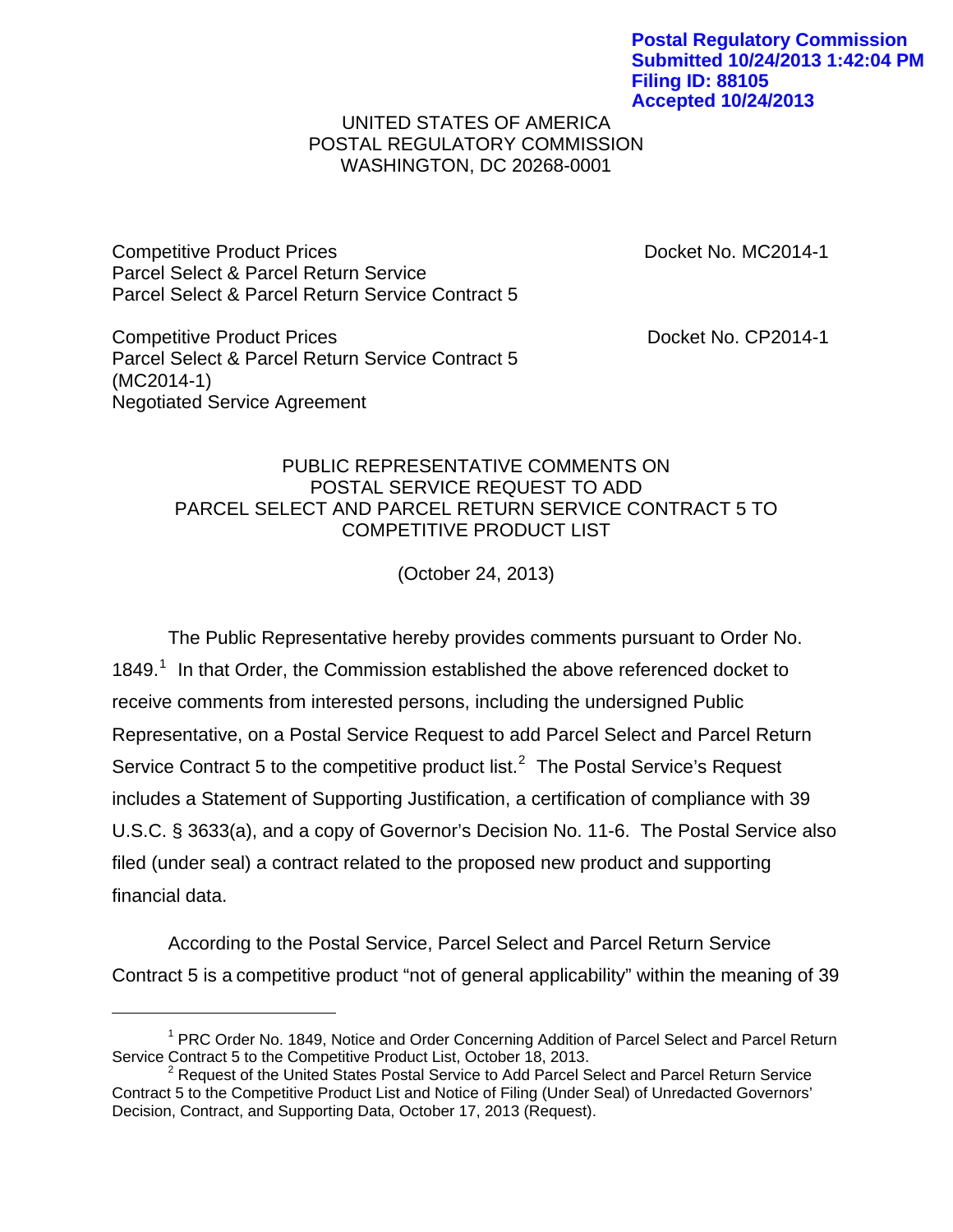**Postal Regulatory Commission**
**Submitted 10/24/2013 1:42:04 PM**
**Filing ID: 88105**
**Accepted 10/24/2013**

UNITED STATES OF AMERICA
POSTAL REGULATORY COMMISSION
WASHINGTON, DC 20268-0001

| | |
|---|---|
| Competitive Product Prices<br>Parcel Select & Parcel Return Service<br>Parcel Select & Parcel Return Service Contract 5 | Docket No. MC2014-1 |
| Competitive Product Prices<br>Parcel Select & Parcel Return Service Contract 5<br>(MC2014-1)<br>Negotiated Service Agreement | Docket No. CP2014-1 |

PUBLIC REPRESENTATIVE COMMENTS ON
POSTAL SERVICE REQUEST TO ADD
PARCEL SELECT AND PARCEL RETURN SERVICE CONTRACT 5 TO
COMPETITIVE PRODUCT LIST

(October 24, 2013)

The Public Representative hereby provides comments pursuant to Order No. 1849.[1] In that Order, the Commission established the above referenced docket to receive comments from interested persons, including the undersigned Public Representative, on a Postal Service Request to add Parcel Select and Parcel Return Service Contract 5 to the competitive product list.[2] The Postal Service's Request includes a Statement of Supporting Justification, a certification of compliance with 39 U.S.C. § 3633(a), and a copy of Governor's Decision No. 11-6. The Postal Service also filed (under seal) a contract related to the proposed new product and supporting financial data.

According to the Postal Service, Parcel Select and Parcel Return Service Contract 5 is a competitive product "not of general applicability" within the meaning of 39

[1] PRC Order No. 1849, Notice and Order Concerning Addition of Parcel Select and Parcel Return Service Contract 5 to the Competitive Product List, October 18, 2013.

[2] Request of the United States Postal Service to Add Parcel Select and Parcel Return Service Contract 5 to the Competitive Product List and Notice of Filing (Under Seal) of Unredacted Governors' Decision, Contract, and Supporting Data, October 17, 2013 (Request).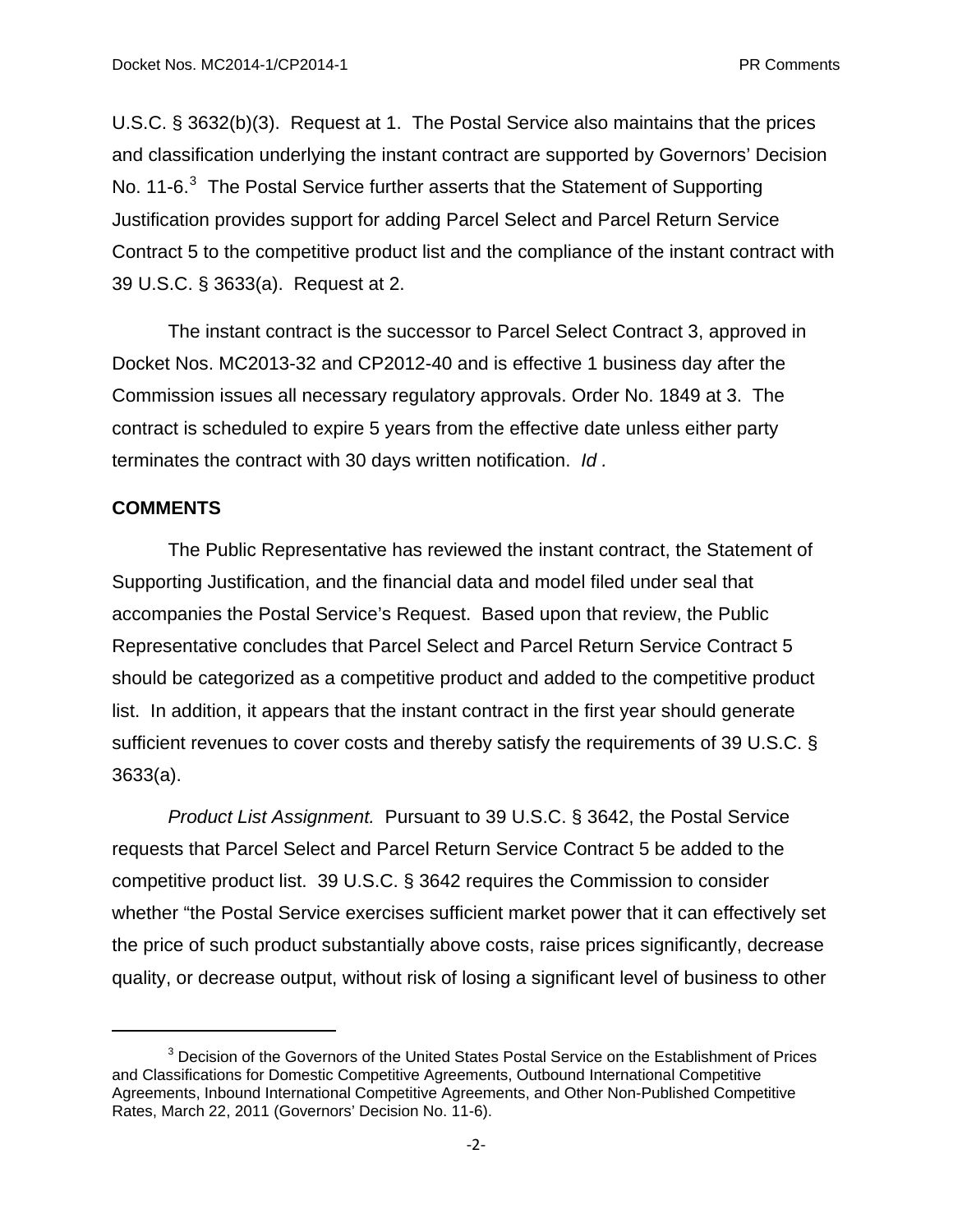U.S.C. § 3632(b)(3). Request at 1. The Postal Service also maintains that the prices and classification underlying the instant contract are supported by Governors' Decision No. 11-6.[3] The Postal Service further asserts that the Statement of Supporting Justification provides support for adding Parcel Select and Parcel Return Service Contract 5 to the competitive product list and the compliance of the instant contract with 39 U.S.C. § 3633(a). Request at 2.

The instant contract is the successor to Parcel Select Contract 3, approved in Docket Nos. MC2013-32 and CP2012-40 and is effective 1 business day after the Commission issues all necessary regulatory approvals. Order No. 1849 at 3. The contract is scheduled to expire 5 years from the effective date unless either party terminates the contract with 30 days written notification. *Id* .

**COMMENTS**

The Public Representative has reviewed the instant contract, the Statement of Supporting Justification, and the financial data and model filed under seal that accompanies the Postal Service's Request. Based upon that review, the Public Representative concludes that Parcel Select and Parcel Return Service Contract 5 should be categorized as a competitive product and added to the competitive product list. In addition, it appears that the instant contract in the first year should generate sufficient revenues to cover costs and thereby satisfy the requirements of 39 U.S.C. § 3633(a).

*Product List Assignment.* Pursuant to 39 U.S.C. § 3642, the Postal Service requests that Parcel Select and Parcel Return Service Contract 5 be added to the competitive product list. 39 U.S.C. § 3642 requires the Commission to consider whether "the Postal Service exercises sufficient market power that it can effectively set the price of such product substantially above costs, raise prices significantly, decrease quality, or decrease output, without risk of losing a significant level of business to other

---

[3] Decision of the Governors of the United States Postal Service on the Establishment of Prices and Classifications for Domestic Competitive Agreements, Outbound International Competitive Agreements, Inbound International Competitive Agreements, and Other Non-Published Competitive Rates, March 22, 2011 (Governors' Decision No. 11-6).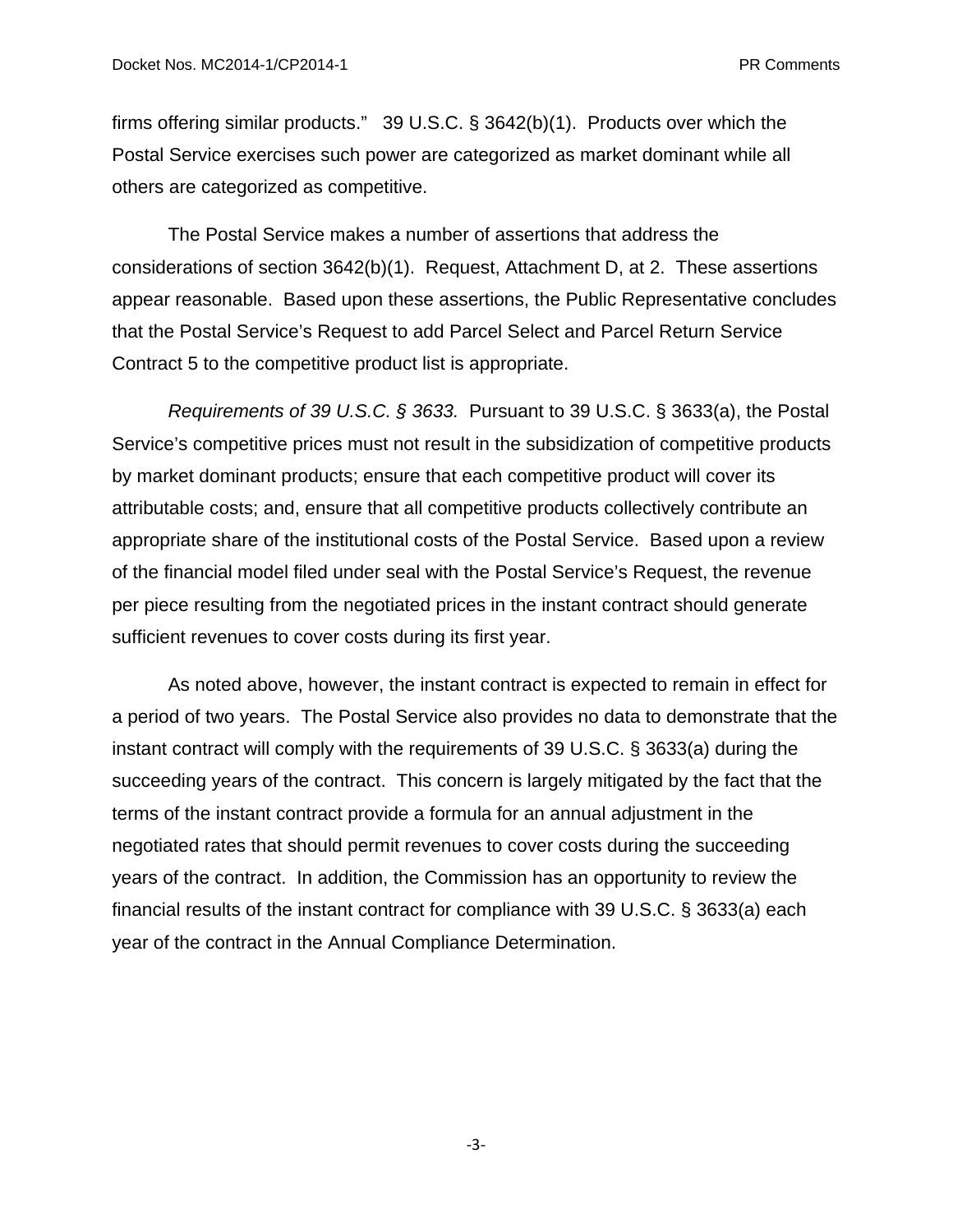firms offering similar products." 39 U.S.C. § 3642(b)(1). Products over which the Postal Service exercises such power are categorized as market dominant while all others are categorized as competitive.

The Postal Service makes a number of assertions that address the considerations of section 3642(b)(1). Request, Attachment D, at 2. These assertions appear reasonable. Based upon these assertions, the Public Representative concludes that the Postal Service's Request to add Parcel Select and Parcel Return Service Contract 5 to the competitive product list is appropriate.

*Requirements of 39 U.S.C. § 3633.* Pursuant to 39 U.S.C. § 3633(a), the Postal Service's competitive prices must not result in the subsidization of competitive products by market dominant products; ensure that each competitive product will cover its attributable costs; and, ensure that all competitive products collectively contribute an appropriate share of the institutional costs of the Postal Service. Based upon a review of the financial model filed under seal with the Postal Service's Request, the revenue per piece resulting from the negotiated prices in the instant contract should generate sufficient revenues to cover costs during its first year.

As noted above, however, the instant contract is expected to remain in effect for a period of two years. The Postal Service also provides no data to demonstrate that the instant contract will comply with the requirements of 39 U.S.C. § 3633(a) during the succeeding years of the contract. This concern is largely mitigated by the fact that the terms of the instant contract provide a formula for an annual adjustment in the negotiated rates that should permit revenues to cover costs during the succeeding years of the contract. In addition, the Commission has an opportunity to review the financial results of the instant contract for compliance with 39 U.S.C. § 3633(a) each year of the contract in the Annual Compliance Determination.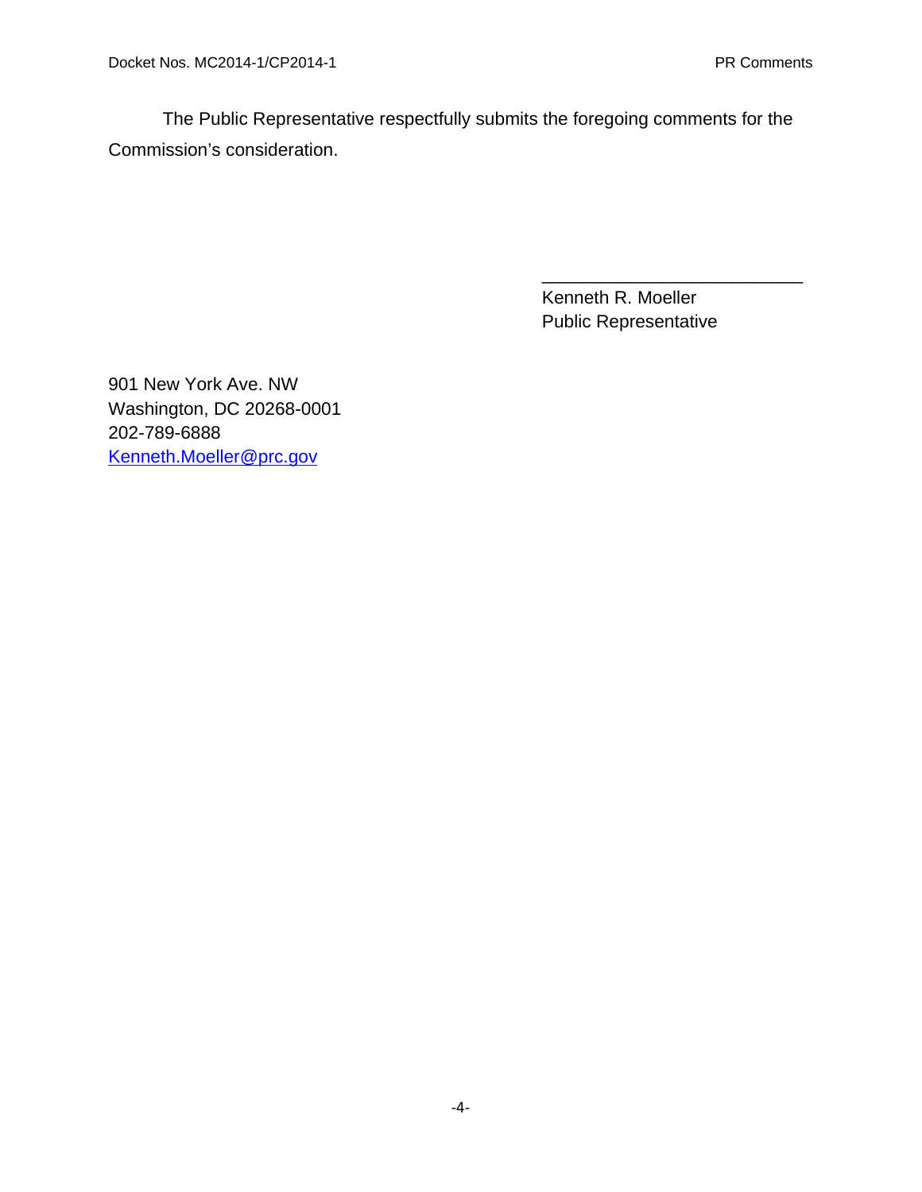The Public Representative respectfully submits the foregoing comments for the Commission's consideration.

\_\_\_\_\_\_\_\_\_\_\_\_\_\_\_\_\_\_\_\_\_\_\_\_\_\_\_\_

Kenneth R. Moeller
Public Representative

901 New York Ave. NW
Washington, DC 20268-0001
202-789-6888
Kenneth.Moeller@prc.gov